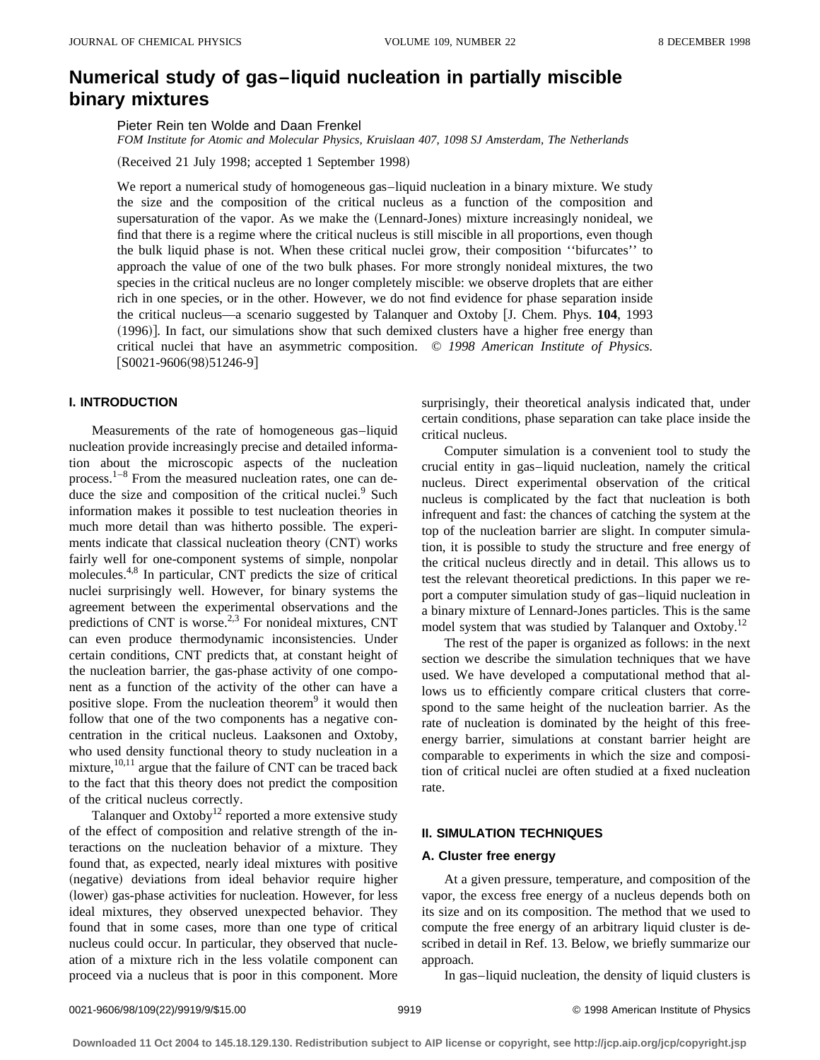# Numerical study of gas–liquid nucleation in partially miscible binary mixtures

Pieter Rein ten Wolde and Daan Frenkel

*FOM Institute for Atomic and Molecular Physics, Kruislaan 407, 1098 SJ Amsterdam, The Netherlands*

(Received 21 July 1998; accepted 1 September 1998)

We report a numerical study of homogeneous gas–liquid nucleation in a binary mixture. We study the size and the composition of the critical nucleus as a function of the composition and supersaturation of the vapor. As we make the (Lennard-Jones) mixture increasingly nonideal, we find that there is a regime where the critical nucleus is still miscible in all proportions, even though the bulk liquid phase is not. When these critical nuclei grow, their composition ''bifurcates'' to approach the value of one of the two bulk phases. For more strongly nonideal mixtures, the two species in the critical nucleus are no longer completely miscible: we observe droplets that are either rich in one species, or in the other. However, we do not find evidence for phase separation inside the critical nucleus—a scenario suggested by Talanquer and Oxtoby [J. Chem. Phys. **104**, 1993 (1996)]. In fact, our simulations show that such demixed clusters have a higher free energy than critical nuclei that have an asymmetric composition. *© 1998 American Institute of Physics.* [S0021-9606(98)51246-9]

## I. INTRODUCTION

Measurements of the rate of homogeneous gas–liquid nucleation provide increasingly precise and detailed information about the microscopic aspects of the nucleation process.[1–8] From the measured nucleation rates, one can deduce the size and composition of the critical nuclei.[9] Such information makes it possible to test nucleation theories in much more detail than was hitherto possible. The experiments indicate that classical nucleation theory (CNT) works fairly well for one-component systems of simple, nonpolar molecules.[4,8] In particular, CNT predicts the size of critical nuclei surprisingly well. However, for binary systems the agreement between the experimental observations and the predictions of CNT is worse.[2,3] For nonideal mixtures, CNT can even produce thermodynamic inconsistencies. Under certain conditions, CNT predicts that, at constant height of the nucleation barrier, the gas-phase activity of one component as a function of the activity of the other can have a positive slope. From the nucleation theorem[9] it would then follow that one of the two components has a negative concentration in the critical nucleus. Laaksonen and Oxtoby, who used density functional theory to study nucleation in a mixture,[10,11] argue that the failure of CNT can be traced back to the fact that this theory does not predict the composition of the critical nucleus correctly.

Talanquer and Oxtoby[12] reported a more extensive study of the effect of composition and relative strength of the interactions on the nucleation behavior of a mixture. They found that, as expected, nearly ideal mixtures with positive (negative) deviations from ideal behavior require higher (lower) gas-phase activities for nucleation. However, for less ideal mixtures, they observed unexpected behavior. They found that in some cases, more than one type of critical nucleus could occur. In particular, they observed that nucleation of a mixture rich in the less volatile component can proceed via a nucleus that is poor in this component. More surprisingly, their theoretical analysis indicated that, under certain conditions, phase separation can take place inside the critical nucleus.

Computer simulation is a convenient tool to study the crucial entity in gas–liquid nucleation, namely the critical nucleus. Direct experimental observation of the critical nucleus is complicated by the fact that nucleation is both infrequent and fast: the chances of catching the system at the top of the nucleation barrier are slight. In computer simulation, it is possible to study the structure and free energy of the critical nucleus directly and in detail. This allows us to test the relevant theoretical predictions. In this paper we report a computer simulation study of gas–liquid nucleation in a binary mixture of Lennard-Jones particles. This is the same model system that was studied by Talanquer and Oxtoby.[12]

The rest of the paper is organized as follows: in the next section we describe the simulation techniques that we have used. We have developed a computational method that allows us to efficiently compare critical clusters that correspond to the same height of the nucleation barrier. As the rate of nucleation is dominated by the height of this free-energy barrier, simulations at constant barrier height are comparable to experiments in which the size and composition of critical nuclei are often studied at a fixed nucleation rate.

## II. SIMULATION TECHNIQUES

### A. Cluster free energy

At a given pressure, temperature, and composition of the vapor, the excess free energy of a nucleus depends both on its size and on its composition. The method that we used to compute the free energy of an arbitrary liquid cluster is described in detail in Ref. 13. Below, we briefly summarize our approach.

In gas–liquid nucleation, the density of liquid clusters is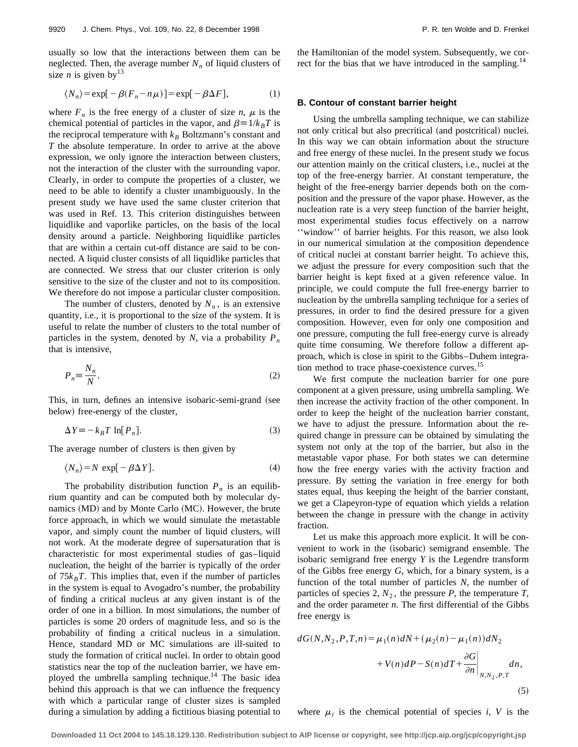usually so low that the interactions between them can be neglected. Then, the average number $N_n$ of liquid clusters of size $n$ is given by[13]

$$\langle N_n \rangle = \exp[-\beta(F_n - n\mu)] = \exp[-\beta \Delta F], \tag{1}$$

where $F_n$ is the free energy of a cluster of size $n$, $\mu$ is the chemical potential of particles in the vapor, and $\beta \equiv 1/k_B T$ is the reciprocal temperature with $k_B$ Boltzmann's constant and $T$ the absolute temperature. In order to arrive at the above expression, we only ignore the interaction between clusters, not the interaction of the cluster with the surrounding vapor. Clearly, in order to compute the properties of a cluster, we need to be able to identify a cluster unambiguously. In the present study we have used the same cluster criterion that was used in Ref. 13. This criterion distinguishes between liquidlike and vaporlike particles, on the basis of the local density around a particle. Neighboring liquidlike particles that are within a certain cut-off distance are said to be connected. A liquid cluster consists of all liquidlike particles that are connected. We stress that our cluster criterion is only sensitive to the size of the cluster and not to its composition. We therefore do not impose a particular cluster composition.

The number of clusters, denoted by $N_n$, is an extensive quantity, i.e., it is proportional to the size of the system. It is useful to relate the number of clusters to the total number of particles in the system, denoted by $N$, via a probability $P_n$ that is intensive,

$$P_n \equiv \frac{N_n}{N}. \tag{2}$$

This, in turn, defines an intensive isobaric-semi-grand (see below) free-energy of the cluster,

$$\Delta Y \equiv -k_B T \ln[P_n]. \tag{3}$$

The average number of clusters is then given by

$$\langle N_n \rangle = N \exp[-\beta \Delta Y]. \tag{4}$$

The probability distribution function $P_n$ is an equilibrium quantity and can be computed both by molecular dynamics (MD) and by Monte Carlo (MC). However, the brute force approach, in which we would simulate the metastable vapor, and simply count the number of liquid clusters, will not work. At the moderate degree of supersaturation that is characteristic for most experimental studies of gas–liquid nucleation, the height of the barrier is typically of the order of $75 k_B T$. This implies that, even if the number of particles in the system is equal to Avogadro's number, the probability of finding a critical nucleus at any given instant is of the order of one in a billion. In most simulations, the number of particles is some 20 orders of magnitude less, and so is the probability of finding a critical nucleus in a simulation. Hence, standard MD or MC simulations are ill-suited to study the formation of critical nuclei. In order to obtain good statistics near the top of the nucleation barrier, we have employed the umbrella sampling technique.[14] The basic idea behind this approach is that we can influence the frequency with which a particular range of cluster sizes is sampled during a simulation by adding a fictitious biasing potential to the Hamiltonian of the model system. Subsequently, we correct for the bias that we have introduced in the sampling.[14]

### B. Contour of constant barrier height

Using the umbrella sampling technique, we can stabilize not only critical but also precritical (and postcritical) nuclei. In this way we can obtain information about the structure and free energy of these nuclei. In the present study we focus our attention mainly on the critical clusters, i.e., nuclei at the top of the free-energy barrier. At constant temperature, the height of the free-energy barrier depends both on the composition and the pressure of the vapor phase. However, as the nucleation rate is a very steep function of the barrier height, most experimental studies focus effectively on a narrow "window" of barrier heights. For this reason, we also look in our numerical simulation at the composition dependence of critical nuclei at constant barrier height. To achieve this, we adjust the pressure for every composition such that the barrier height is kept fixed at a given reference value. In principle, we could compute the full free-energy barrier to nucleation by the umbrella sampling technique for a series of pressures, in order to find the desired pressure for a given composition. However, even for only one composition and one pressure, computing the full free-energy curve is already quite time consuming. We therefore follow a different approach, which is close in spirit to the Gibbs–Duhem integration method to trace phase-coexistence curves.[15]

We first compute the nucleation barrier for one pure component at a given pressure, using umbrella sampling. We then increase the activity fraction of the other component. In order to keep the height of the nucleation barrier constant, we have to adjust the pressure. Information about the required change in pressure can be obtained by simulating the system not only at the top of the barrier, but also in the metastable vapor phase. For both states we can determine how the free energy varies with the activity fraction and pressure. By setting the variation in free energy for both states equal, thus keeping the height of the barrier constant, we get a Clapeyron-type of equation which yields a relation between the change in pressure with the change in activity fraction.

Let us make this approach more explicit. It will be convenient to work in the (isobaric) semigrand ensemble. The isobaric semigrand free energy $Y$ is the Legendre transform of the Gibbs free energy $G$, which, for a binary system, is a function of the total number of particles $N$, the number of particles of species 2, $N_2$, the pressure $P$, the temperature $T$, and the order parameter $n$. The first differential of the Gibbs free energy is

$$dG(N, N_2, P, T, n) = \mu_1(n) dN + (\mu_2(n) - \mu_1(n)) dN_2 + V(n) dP - S(n) dT + \left. \frac{\partial G}{\partial n} \right|_{N, N_2, P, T} dn, \tag{5}$$

where $\mu_i$ is the chemical potential of species $i$, $V$ is the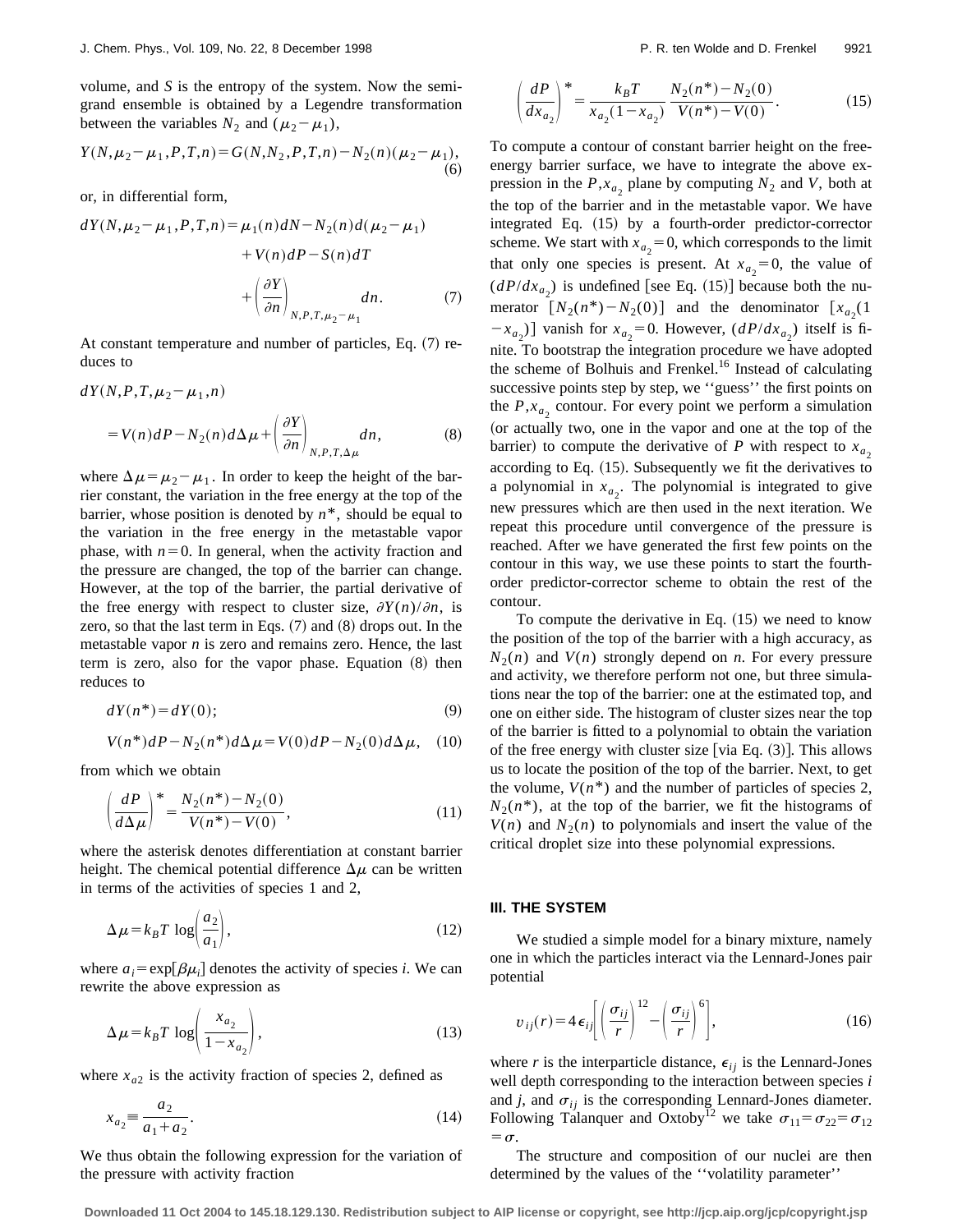volume, and $S$ is the entropy of the system. Now the semi-grand ensemble is obtained by a Legendre transformation between the variables $N_2$ and $(\mu_2 - \mu_1)$,

$$Y(N,\mu_2-\mu_1,P,T,n)=G(N,N_2,P,T,n)-N_2(n)(\mu_2-\mu_1), \tag{6}$$

or, in differential form,

$$\begin{aligned} dY(N,\mu_2-\mu_1,P,T,n) &= \mu_1(n)dN - N_2(n)d(\mu_2-\mu_1) \\ &\quad + V(n)dP - S(n)dT \\ &\quad + \left(\frac{\partial Y}{\partial n}\right)_{N,P,T,\mu_2-\mu_1} dn. \end{aligned} \tag{7}$$

At constant temperature and number of particles, Eq. (7) reduces to

$$\begin{aligned} &dY(N,P,T,\mu_2-\mu_1,n) \\ &\quad = V(n)dP - N_2(n)d\Delta\mu + \left(\frac{\partial Y}{\partial n}\right)_{N,P,T,\Delta\mu} dn, \end{aligned} \tag{8}$$

where $\Delta\mu = \mu_2 - \mu_1$. In order to keep the height of the barrier constant, the variation in the free energy at the top of the barrier, whose position is denoted by $n^*$, should be equal to the variation in the free energy in the metastable vapor phase, with $n=0$. In general, when the activity fraction and the pressure are changed, the top of the barrier can change. However, at the top of the barrier, the partial derivative of the free energy with respect to cluster size, $\partial Y(n)/\partial n$, is zero, so that the last term in Eqs. (7) and (8) drops out. In the metastable vapor $n$ is zero and remains zero. Hence, the last term is zero, also for the vapor phase. Equation (8) then reduces to

$$dY(n^*) = dY(0); \tag{9}$$

$$V(n^*)dP - N_2(n^*)d\Delta\mu = V(0)dP - N_2(0)d\Delta\mu, \tag{10}$$

from which we obtain

$$\left(\frac{dP}{d\Delta\mu}\right)^* = \frac{N_2(n^*)-N_2(0)}{V(n^*)-V(0)}, \tag{11}$$

where the asterisk denotes differentiation at constant barrier height. The chemical potential difference $\Delta\mu$ can be written in terms of the activities of species 1 and 2,

$$\Delta\mu = k_BT \log\left(\frac{a_2}{a_1}\right), \tag{12}$$

where $a_i = \exp[\beta\mu_i]$ denotes the activity of species $i$. We can rewrite the above expression as

$$\Delta\mu = k_BT \log\left(\frac{x_{a_2}}{1-x_{a_2}}\right), \tag{13}$$

where $x_{a2}$ is the activity fraction of species 2, defined as

$$x_{a_2} \equiv \frac{a_2}{a_1+a_2}. \tag{14}$$

We thus obtain the following expression for the variation of the pressure with activity fraction

$$\left(\frac{dP}{dx_{a_2}}\right)^* = \frac{k_BT}{x_{a_2}(1-x_{a_2})}\,\frac{N_2(n^*)-N_2(0)}{V(n^*)-V(0)}. \tag{15}$$

To compute a contour of constant barrier height on the free-energy barrier surface, we have to integrate the above expression in the $P,x_{a_2}$ plane by computing $N_2$ and $V$, both at the top of the barrier and in the metastable vapor. We have integrated Eq. (15) by a fourth-order predictor-corrector scheme. We start with $x_{a_2}=0$, which corresponds to the limit that only one species is present. At $x_{a_2}=0$, the value of $(dP/dx_{a_2})$ is undefined [see Eq. (15)] because both the numerator $[N_2(n^*)-N_2(0)]$ and the denominator $[x_{a_2}(1-x_{a_2})]$ vanish for $x_{a_2}=0$. However, $(dP/dx_{a_2})$ itself is finite. To bootstrap the integration procedure we have adopted the scheme of Bolhuis and Frenkel.[16] Instead of calculating successive points step by step, we ''guess'' the first points on the $P,x_{a_2}$ contour. For every point we perform a simulation (or actually two, one in the vapor and one at the top of the barrier) to compute the derivative of $P$ with respect to $x_{a_2}$ according to Eq. (15). Subsequently we fit the derivatives to a polynomial in $x_{a_2}$. The polynomial is integrated to give new pressures which are then used in the next iteration. We repeat this procedure until convergence of the pressure is reached. After we have generated the first few points on the contour in this way, we use these points to start the fourth-order predictor-corrector scheme to obtain the rest of the contour.

To compute the derivative in Eq. (15) we need to know the position of the top of the barrier with a high accuracy, as $N_2(n)$ and $V(n)$ strongly depend on $n$. For every pressure and activity, we therefore perform not one, but three simulations near the top of the barrier: one at the estimated top, and one on either side. The histogram of cluster sizes near the top of the barrier is fitted to a polynomial to obtain the variation of the free energy with cluster size [via Eq. (3)]. This allows us to locate the position of the top of the barrier. Next, to get the volume, $V(n^*)$ and the number of particles of species 2, $N_2(n^*)$, at the top of the barrier, we fit the histograms of $V(n)$ and $N_2(n)$ to polynomials and insert the value of the critical droplet size into these polynomial expressions.

## III. THE SYSTEM

We studied a simple model for a binary mixture, namely one in which the particles interact via the Lennard-Jones pair potential

$$v_{ij}(r) = 4\epsilon_{ij}\left[\left(\frac{\sigma_{ij}}{r}\right)^{12} - \left(\frac{\sigma_{ij}}{r}\right)^{6}\right], \tag{16}$$

where $r$ is the interparticle distance, $\epsilon_{ij}$ is the Lennard-Jones well depth corresponding to the interaction between species $i$ and $j$, and $\sigma_{ij}$ is the corresponding Lennard-Jones diameter. Following Talanquer and Oxtoby[12] we take $\sigma_{11}=\sigma_{22}=\sigma_{12}=\sigma$.

The structure and composition of our nuclei are then determined by the values of the ''volatility parameter''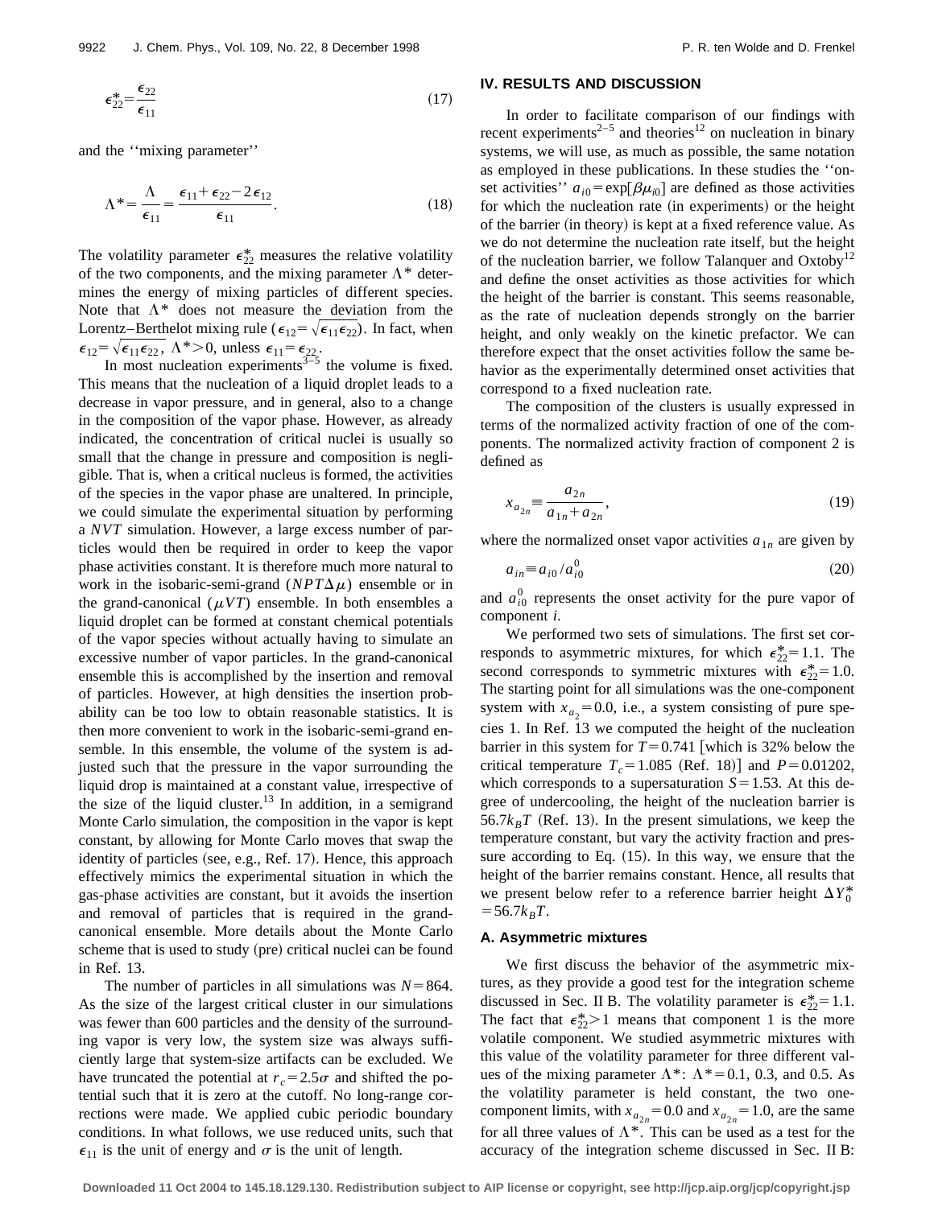$$\epsilon_{22}^{*}=\frac{\epsilon_{22}}{\epsilon_{11}} \tag{17}$$

and the ''mixing parameter''

$$\Lambda^{*}=\frac{\Lambda}{\epsilon_{11}}=\frac{\epsilon_{11}+\epsilon_{22}-2\epsilon_{12}}{\epsilon_{11}}. \tag{18}$$

The volatility parameter $\epsilon_{22}^{*}$ measures the relative volatility of the two components, and the mixing parameter $\Lambda^{*}$ determines the energy of mixing particles of different species. Note that $\Lambda^{*}$ does not measure the deviation from the Lorentz–Berthelot mixing rule ($\epsilon_{12}=\sqrt{\epsilon_{11}\epsilon_{22}}$). In fact, when $\epsilon_{12}=\sqrt{\epsilon_{11}\epsilon_{22}}$, $\Lambda^{*}>0$, unless $\epsilon_{11}=\epsilon_{22}$.

In most nucleation experiments[3–5] the volume is fixed. This means that the nucleation of a liquid droplet leads to a decrease in vapor pressure, and in general, also to a change in the composition of the vapor phase. However, as already indicated, the concentration of critical nuclei is usually so small that the change in pressure and composition is negligible. That is, when a critical nucleus is formed, the activities of the species in the vapor phase are unaltered. In principle, we could simulate the experimental situation by performing a $NVT$ simulation. However, a large excess number of particles would then be required in order to keep the vapor phase activities constant. It is therefore much more natural to work in the isobaric-semi-grand ($NPT\Delta\mu$) ensemble or in the grand-canonical ($\mu VT$) ensemble. In both ensembles a liquid droplet can be formed at constant chemical potentials of the vapor species without actually having to simulate an excessive number of vapor particles. In the grand-canonical ensemble this is accomplished by the insertion and removal of particles. However, at high densities the insertion probability can be too low to obtain reasonable statistics. It is then more convenient to work in the isobaric-semi-grand ensemble. In this ensemble, the volume of the system is adjusted such that the pressure in the vapor surrounding the liquid drop is maintained at a constant value, irrespective of the size of the liquid cluster.[13] In addition, in a semigrand Monte Carlo simulation, the composition in the vapor is kept constant, by allowing for Monte Carlo moves that swap the identity of particles (see, e.g., Ref. 17). Hence, this approach effectively mimics the experimental situation in which the gas-phase activities are constant, but it avoids the insertion and removal of particles that is required in the grand-canonical ensemble. More details about the Monte Carlo scheme that is used to study (pre) critical nuclei can be found in Ref. 13.

The number of particles in all simulations was $N=864$. As the size of the largest critical cluster in our simulations was fewer than 600 particles and the density of the surrounding vapor is very low, the system size was always sufficiently large that system-size artifacts can be excluded. We have truncated the potential at $r_c=2.5\sigma$ and shifted the potential such that it is zero at the cutoff. No long-range corrections were made. We applied cubic periodic boundary conditions. In what follows, we use reduced units, such that $\epsilon_{11}$ is the unit of energy and $\sigma$ is the unit of length.

## IV. RESULTS AND DISCUSSION

In order to facilitate comparison of our findings with recent experiments[2–5] and theories[12] on nucleation in binary systems, we will use, as much as possible, the same notation as employed in these publications. In these studies the ''onset activities'' $a_{i0}=\exp[\beta\mu_{i0}]$ are defined as those activities for which the nucleation rate (in experiments) or the height of the barrier (in theory) is kept at a fixed reference value. As we do not determine the nucleation rate itself, but the height of the nucleation barrier, we follow Talanquer and Oxtoby[12] and define the onset activities as those activities for which the height of the barrier is constant. This seems reasonable, as the rate of nucleation depends strongly on the barrier height, and only weakly on the kinetic prefactor. We can therefore expect that the onset activities follow the same behavior as the experimentally determined onset activities that correspond to a fixed nucleation rate.

The composition of the clusters is usually expressed in terms of the normalized activity fraction of one of the components. The normalized activity fraction of component 2 is defined as

$$x_{a_{2n}}\equiv\frac{a_{2n}}{a_{1n}+a_{2n}}, \tag{19}$$

where the normalized onset vapor activities $a_{1n}$ are given by

$$a_{in}\equiv a_{i0}/a_{i0}^{0} \tag{20}$$

and $a_{i0}^{0}$ represents the onset activity for the pure vapor of component $i$.

We performed two sets of simulations. The first set corresponds to asymmetric mixtures, for which $\epsilon_{22}^{*}=1.1$. The second corresponds to symmetric mixtures with $\epsilon_{22}^{*}=1.0$. The starting point for all simulations was the one-component system with $x_{a_2}=0.0$, i.e., a system consisting of pure species 1. In Ref. 13 we computed the height of the nucleation barrier in this system for $T=0.741$ [which is 32% below the critical temperature $T_c=1.085$ (Ref. 18)] and $P=0.01202$, which corresponds to a supersaturation $S=1.53$. At this degree of undercooling, the height of the nucleation barrier is $56.7k_BT$ (Ref. 13). In the present simulations, we keep the temperature constant, but vary the activity fraction and pressure according to Eq. (15). In this way, we ensure that the height of the barrier remains constant. Hence, all results that we present below refer to a reference barrier height $\Delta Y_0^{*}=56.7k_BT$.

### A. Asymmetric mixtures

We first discuss the behavior of the asymmetric mixtures, as they provide a good test for the integration scheme discussed in Sec. II B. The volatility parameter is $\epsilon_{22}^{*}=1.1$. The fact that $\epsilon_{22}^{*}>1$ means that component 1 is the more volatile component. We studied asymmetric mixtures with this value of the volatility parameter for three different values of the mixing parameter $\Lambda^{*}$: $\Lambda^{*}=0.1$, 0.3, and 0.5. As the volatility parameter is held constant, the two one-component limits, with $x_{a_{2n}}=0.0$ and $x_{a_{2n}}=1.0$, are the same for all three values of $\Lambda^{*}$. This can be used as a test for the accuracy of the integration scheme discussed in Sec. II B: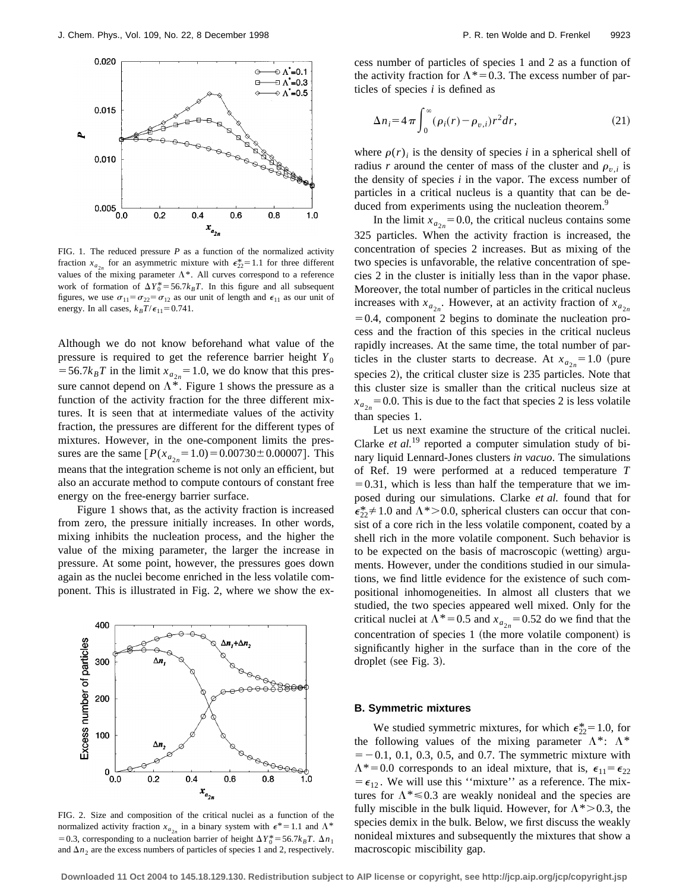FIG. 1. The reduced pressure $P$ as a function of the normalized activity fraction $x_{a_{2n}}$ for an asymmetric mixture with $\epsilon_{22}^{*}=1.1$ for three different values of the mixing parameter $\Lambda^{*}$. All curves correspond to a reference work of formation of $\Delta Y_0^{*}=56.7k_BT$. In this figure and all subsequent figures, we use $\sigma_{11}=\sigma_{22}=\sigma_{12}$ as our unit of length and $\epsilon_{11}$ as our unit of energy. In all cases, $k_BT/\epsilon_{11}=0.741$.

Although we do not know beforehand what value of the pressure is required to get the reference barrier height $Y_0=56.7k_BT$ in the limit $x_{a_{2n}}=1.0$, we do know that this pressure cannot depend on $\Lambda^{*}$. Figure 1 shows the pressure as a function of the activity fraction for the three different mixtures. It is seen that at intermediate values of the activity fraction, the pressures are different for the different types of mixtures. However, in the one-component limits the pressures are the same $[P(x_{a_{2n}}=1.0)=0.00730\pm0.00007]$. This means that the integration scheme is not only an efficient, but also an accurate method to compute contours of constant free energy on the free-energy barrier surface.

Figure 1 shows that, as the activity fraction is increased from zero, the pressure initially increases. In other words, mixing inhibits the nucleation process, and the higher the value of the mixing parameter, the larger the increase in pressure. At some point, however, the pressures goes down again as the nuclei become enriched in the less volatile component. This is illustrated in Fig. 2, where we show the excess number of particles of species 1 and 2 as a function of the activity fraction for $\Lambda^{*}=0.3$. The excess number of particles of species $i$ is defined as

$$\Delta n_i=4\pi\int_0^{\infty}(\rho_i(r)-\rho_{v,i})r^2dr, \tag{21}$$

where $\rho(r)_i$ is the density of species $i$ in a spherical shell of radius $r$ around the center of mass of the cluster and $\rho_{v,i}$ is the density of species $i$ in the vapor. The excess number of particles in a critical nucleus is a quantity that can be deduced from experiments using the nucleation theorem.[9]

In the limit $x_{a_{2n}}=0.0$, the critical nucleus contains some 325 particles. When the activity fraction is increased, the concentration of species 2 increases. But as mixing of the two species is unfavorable, the relative concentration of species 2 in the cluster is initially less than in the vapor phase. Moreover, the total number of particles in the critical nucleus increases with $x_{a_{2n}}$. However, at an activity fraction of $x_{a_{2n}}=0.4$, component 2 begins to dominate the nucleation process and the fraction of this species in the critical nucleus rapidly increases. At the same time, the total number of particles in the cluster starts to decrease. At $x_{a_{2n}}=1.0$ (pure species 2), the critical cluster size is 235 particles. Note that this cluster size is smaller than the critical nucleus size at $x_{a_{2n}}=0.0$. This is due to the fact that species 2 is less volatile than species 1.

Let us next examine the structure of the critical nuclei. Clarke *et al.*[19] reported a computer simulation study of binary liquid Lennard-Jones clusters *in vacuo*. The simulations of Ref. 19 were performed at a reduced temperature $T=0.31$, which is less than half the temperature that we imposed during our simulations. Clarke *et al.* found that for $\epsilon_{22}^{*}\neq1.0$ and $\Lambda^{*}>0.0$, spherical clusters can occur that consist of a core rich in the less volatile component, coated by a shell rich in the more volatile component. Such behavior is to be expected on the basis of macroscopic (wetting) arguments. However, under the conditions studied in our simulations, we find little evidence for the existence of such compositional inhomogeneities. In almost all clusters that we studied, the two species appeared well mixed. Only for the critical nuclei at $\Lambda^{*}=0.5$ and $x_{a_{2n}}=0.52$ do we find that the concentration of species 1 (the more volatile component) is significantly higher in the surface than in the core of the droplet (see Fig. 3).

FIG. 2. Size and composition of the critical nuclei as a function of the normalized activity fraction $x_{a_{2n}}$ in a binary system with $\epsilon^{*}=1.1$ and $\Lambda^{*}=0.3$, corresponding to a nucleation barrier of height $\Delta Y_0^{*}=56.7k_BT$. $\Delta n_1$ and $\Delta n_2$ are the excess numbers of particles of species 1 and 2, respectively.

### B. Symmetric mixtures

We studied symmetric mixtures, for which $\epsilon_{22}^{*}=1.0$, for the following values of the mixing parameter $\Lambda^{*}$: $\Lambda^{*}=-0.1$, 0.1, 0.3, 0.5, and 0.7. The symmetric mixture with $\Lambda^{*}=0.0$ corresponds to an ideal mixture, that is, $\epsilon_{11}=\epsilon_{22}=\epsilon_{12}$. We will use this ''mixture'' as a reference. The mixtures for $\Lambda^{*}\leq0.3$ are weakly nonideal and the species are fully miscible in the bulk liquid. However, for $\Lambda^{*}>0.3$, the species demix in the bulk. Below, we first discuss the weakly nonideal mixtures and subsequently the mixtures that show a macroscopic miscibility gap.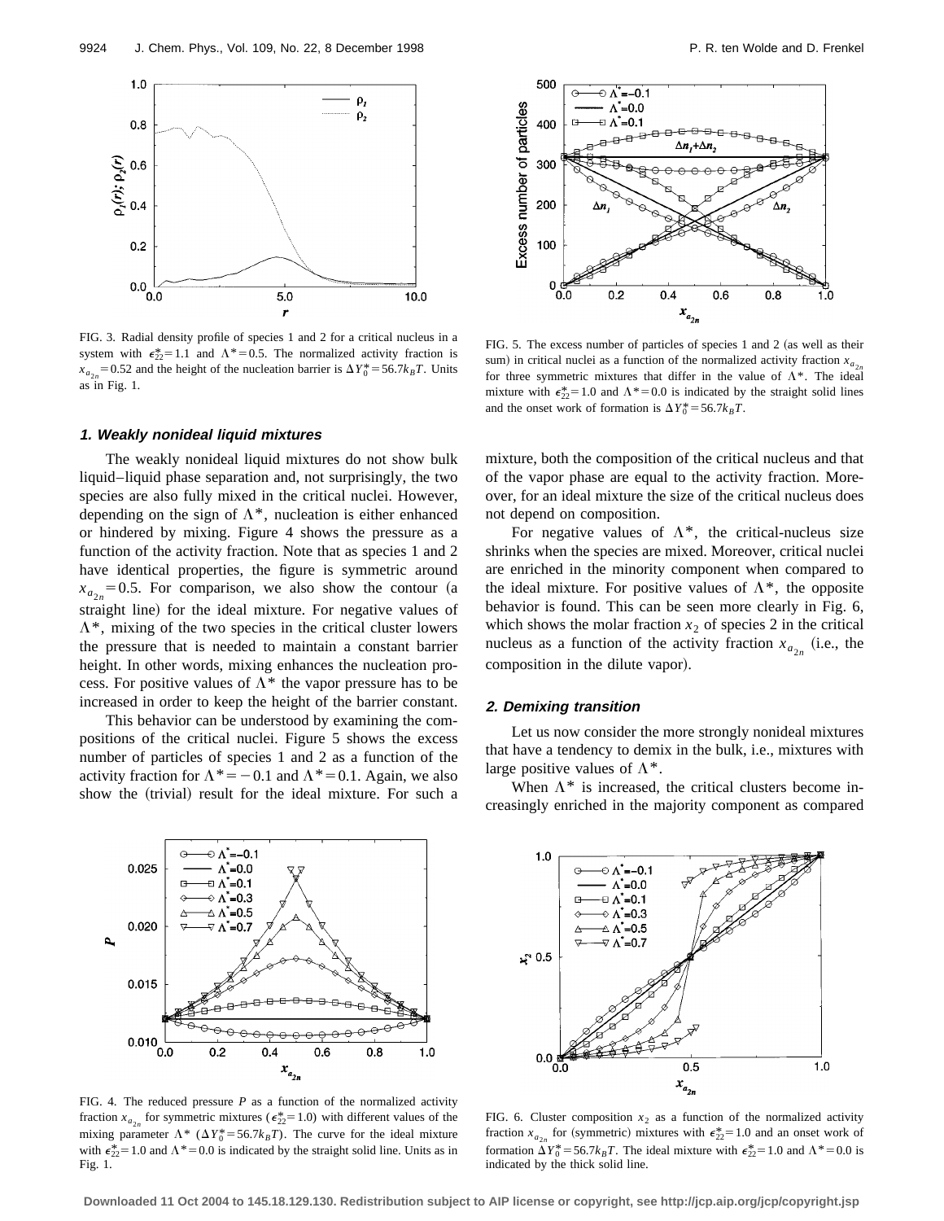FIG. 3. Radial density profile of species 1 and 2 for a critical nucleus in a system with $\epsilon_{22}^*=1.1$ and $\Lambda^*=0.5$. The normalized activity fraction is $x_{a_{2n}}=0.52$ and the height of the nucleation barrier is $\Delta Y_0^*=56.7k_BT$. Units as in Fig. 1.

FIG. 5. The excess number of particles of species 1 and 2 (as well as their sum) in critical nuclei as a function of the normalized activity fraction $x_{a_{2n}}$ for three symmetric mixtures that differ in the value of $\Lambda^*$. The ideal mixture with $\epsilon_{22}^*=1.0$ and $\Lambda^*=0.0$ is indicated by the straight solid lines and the onset work of formation is $\Delta Y_0^*=56.7k_BT$.

### 1. Weakly nonideal liquid mixtures

The weakly nonideal liquid mixtures do not show bulk liquid–liquid phase separation and, not surprisingly, the two species are also fully mixed in the critical nuclei. However, depending on the sign of $\Lambda^*$, nucleation is either enhanced or hindered by mixing. Figure 4 shows the pressure as a function of the activity fraction. Note that as species 1 and 2 have identical properties, the figure is symmetric around $x_{a_{2n}}=0.5$. For comparison, we also show the contour (a straight line) for the ideal mixture. For negative values of $\Lambda^*$, mixing of the two species in the critical cluster lowers the pressure that is needed to maintain a constant barrier height. In other words, mixing enhances the nucleation process. For positive values of $\Lambda^*$ the vapor pressure has to be increased in order to keep the height of the barrier constant.

This behavior can be understood by examining the compositions of the critical nuclei. Figure 5 shows the excess number of particles of species 1 and 2 as a function of the activity fraction for $\Lambda^*=-0.1$ and $\Lambda^*=0.1$. Again, we also show the (trivial) result for the ideal mixture. For such a mixture, both the composition of the critical nucleus and that of the vapor phase are equal to the activity fraction. Moreover, for an ideal mixture the size of the critical nucleus does not depend on composition.

For negative values of $\Lambda^*$, the critical-nucleus size shrinks when the species are mixed. Moreover, critical nuclei are enriched in the minority component when compared to the ideal mixture. For positive values of $\Lambda^*$, the opposite behavior is found. This can be seen more clearly in Fig. 6, which shows the molar fraction $x_2$ of species 2 in the critical nucleus as a function of the activity fraction $x_{a_{2n}}$ (i.e., the composition in the dilute vapor).

### 2. Demixing transition

Let us now consider the more strongly nonideal mixtures that have a tendency to demix in the bulk, i.e., mixtures with large positive values of $\Lambda^*$.

When $\Lambda^*$ is increased, the critical clusters become increasingly enriched in the majority component as compared

FIG. 4. The reduced pressure $P$ as a function of the normalized activity fraction $x_{a_{2n}}$ for symmetric mixtures ($\epsilon_{22}^*=1.0$) with different values of the mixing parameter $\Lambda^*$ ($\Delta Y_0^*=56.7k_BT$). The curve for the ideal mixture with $\epsilon_{22}^*=1.0$ and $\Lambda^*=0.0$ is indicated by the straight solid line. Units as in Fig. 1.

FIG. 6. Cluster composition $x_2$ as a function of the normalized activity fraction $x_{a_{2n}}$ for (symmetric) mixtures with $\epsilon_{22}^*=1.0$ and an onset work of formation $\Delta Y_0^*=56.7k_BT$. The ideal mixture with $\epsilon_{22}^*=1.0$ and $\Lambda^*=0.0$ is indicated by the thick solid line.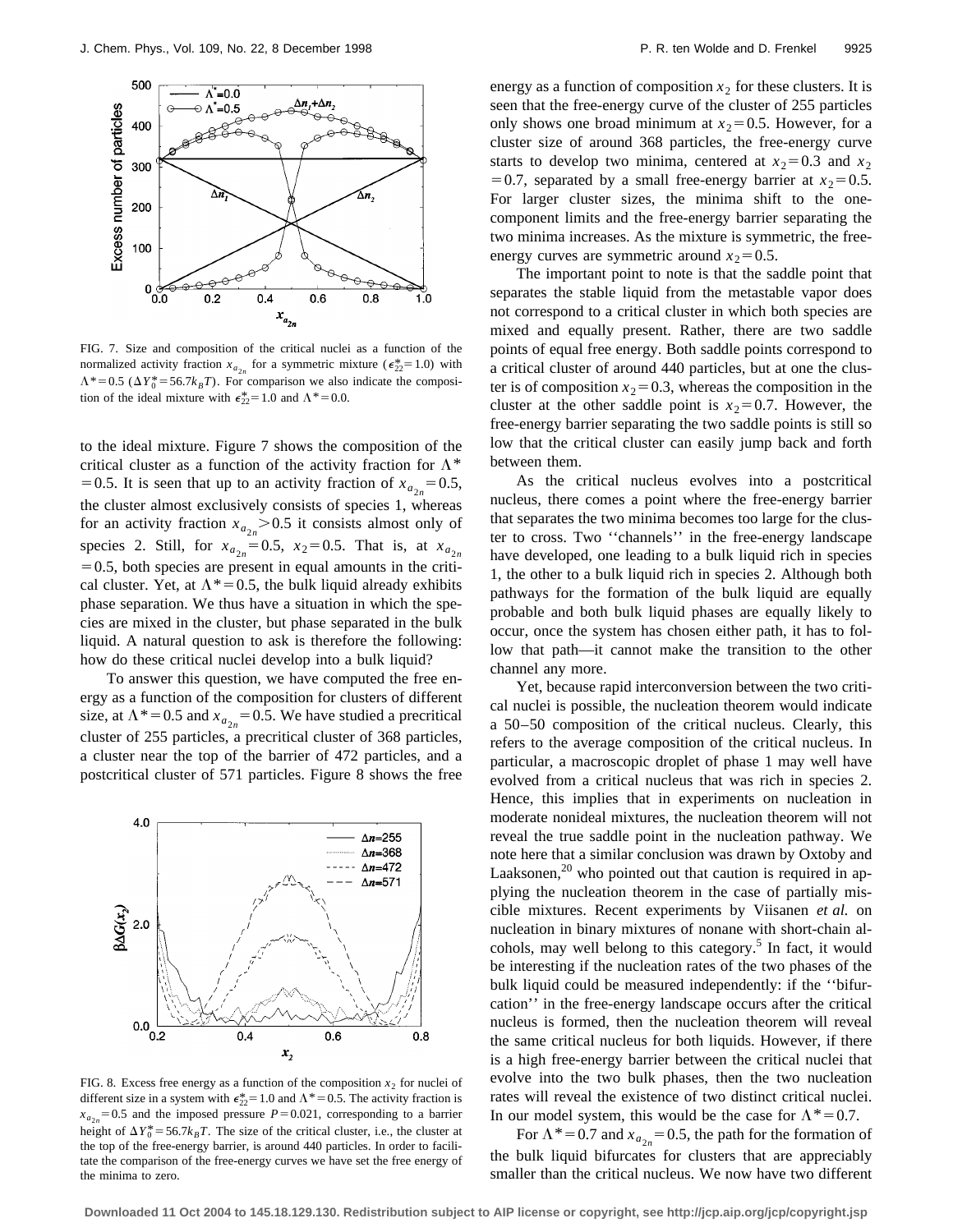FIG. 7. Size and composition of the critical nuclei as a function of the normalized activity fraction $x_{a_{2n}}$ for a symmetric mixture ($\epsilon_{22}^*=1.0$) with $\Lambda^*=0.5$ ($\Delta Y_0^*=56.7k_BT$). For comparison we also indicate the composition of the ideal mixture with $\epsilon_{22}^*=1.0$ and $\Lambda^*=0.0$.

to the ideal mixture. Figure 7 shows the composition of the critical cluster as a function of the activity fraction for $\Lambda^*=0.5$. It is seen that up to an activity fraction of $x_{a_{2n}}=0.5$, the cluster almost exclusively consists of species 1, whereas for an activity fraction $x_{a_{2n}}>0.5$ it consists almost only of species 2. Still, for $x_{a_{2n}}=0.5$, $x_2=0.5$. That is, at $x_{a_{2n}}=0.5$, both species are present in equal amounts in the critical cluster. Yet, at $\Lambda^*=0.5$, the bulk liquid already exhibits phase separation. We thus have a situation in which the species are mixed in the cluster, but phase separated in the bulk liquid. A natural question to ask is therefore the following: how do these critical nuclei develop into a bulk liquid?

To answer this question, we have computed the free energy as a function of the composition for clusters of different size, at $\Lambda^*=0.5$ and $x_{a_{2n}}=0.5$. We have studied a precritical cluster of 255 particles, a precritical cluster of 368 particles, a cluster near the top of the barrier of 472 particles, and a postcritical cluster of 571 particles. Figure 8 shows the free energy as a function of composition $x_2$ for these clusters. It is seen that the free-energy curve of the cluster of 255 particles only shows one broad minimum at $x_2=0.5$. However, for a cluster size of around 368 particles, the free-energy curve starts to develop two minima, centered at $x_2=0.3$ and $x_2=0.7$, separated by a small free-energy barrier at $x_2=0.5$. For larger cluster sizes, the minima shift to the one-component limits and the free-energy barrier separating the two minima increases. As the mixture is symmetric, the free-energy curves are symmetric around $x_2=0.5$.

FIG. 8. Excess free energy as a function of the composition $x_2$ for nuclei of different size in a system with $\epsilon_{22}^*=1.0$ and $\Lambda^*=0.5$. The activity fraction is $x_{a_{2n}}=0.5$ and the imposed pressure $P=0.021$, corresponding to a barrier height of $\Delta Y_0^*=56.7k_BT$. The size of the critical cluster, i.e., the cluster at the top of the free-energy barrier, is around 440 particles. In order to facilitate the comparison of the free-energy curves we have set the free energy of the minima to zero.

The important point to note is that the saddle point that separates the stable liquid from the metastable vapor does not correspond to a critical cluster in which both species are mixed and equally present. Rather, there are two saddle points of equal free energy. Both saddle points correspond to a critical cluster of around 440 particles, but at one the cluster is of composition $x_2=0.3$, whereas the composition in the cluster at the other saddle point is $x_2=0.7$. However, the free-energy barrier separating the two saddle points is still so low that the critical cluster can easily jump back and forth between them.

As the critical nucleus evolves into a postcritical nucleus, there comes a point where the free-energy barrier that separates the two minima becomes too large for the cluster to cross. Two "channels" in the free-energy landscape have developed, one leading to a bulk liquid rich in species 1, the other to a bulk liquid rich in species 2. Although both pathways for the formation of the bulk liquid are equally probable and both bulk liquid phases are equally likely to occur, once the system has chosen either path, it has to follow that path—it cannot make the transition to the other channel any more.

Yet, because rapid interconversion between the two critical nuclei is possible, the nucleation theorem would indicate a 50–50 composition of the critical nucleus. Clearly, this refers to the average composition of the critical nucleus. In particular, a macroscopic droplet of phase 1 may well have evolved from a critical nucleus that was rich in species 2. Hence, this implies that in experiments on nucleation in moderate nonideal mixtures, the nucleation theorem will not reveal the true saddle point in the nucleation pathway. We note here that a similar conclusion was drawn by Oxtoby and Laaksonen,[20] who pointed out that caution is required in applying the nucleation theorem in the case of partially miscible mixtures. Recent experiments by Viisanen *et al.* on nucleation in binary mixtures of nonane with short-chain alcohols, may well belong to this category.[5] In fact, it would be interesting if the nucleation rates of the two phases of the bulk liquid could be measured independently: if the "bifurcation" in the free-energy landscape occurs after the critical nucleus is formed, then the nucleation theorem will reveal the same critical nucleus for both liquids. However, if there is a high free-energy barrier between the critical nuclei that evolve into the two bulk phases, then the two nucleation rates will reveal the existence of two distinct critical nuclei. In our model system, this would be the case for $\Lambda^*=0.7$.

For $\Lambda^*=0.7$ and $x_{a_{2n}}=0.5$, the path for the formation of the bulk liquid bifurcates for clusters that are appreciably smaller than the critical nucleus. We now have two different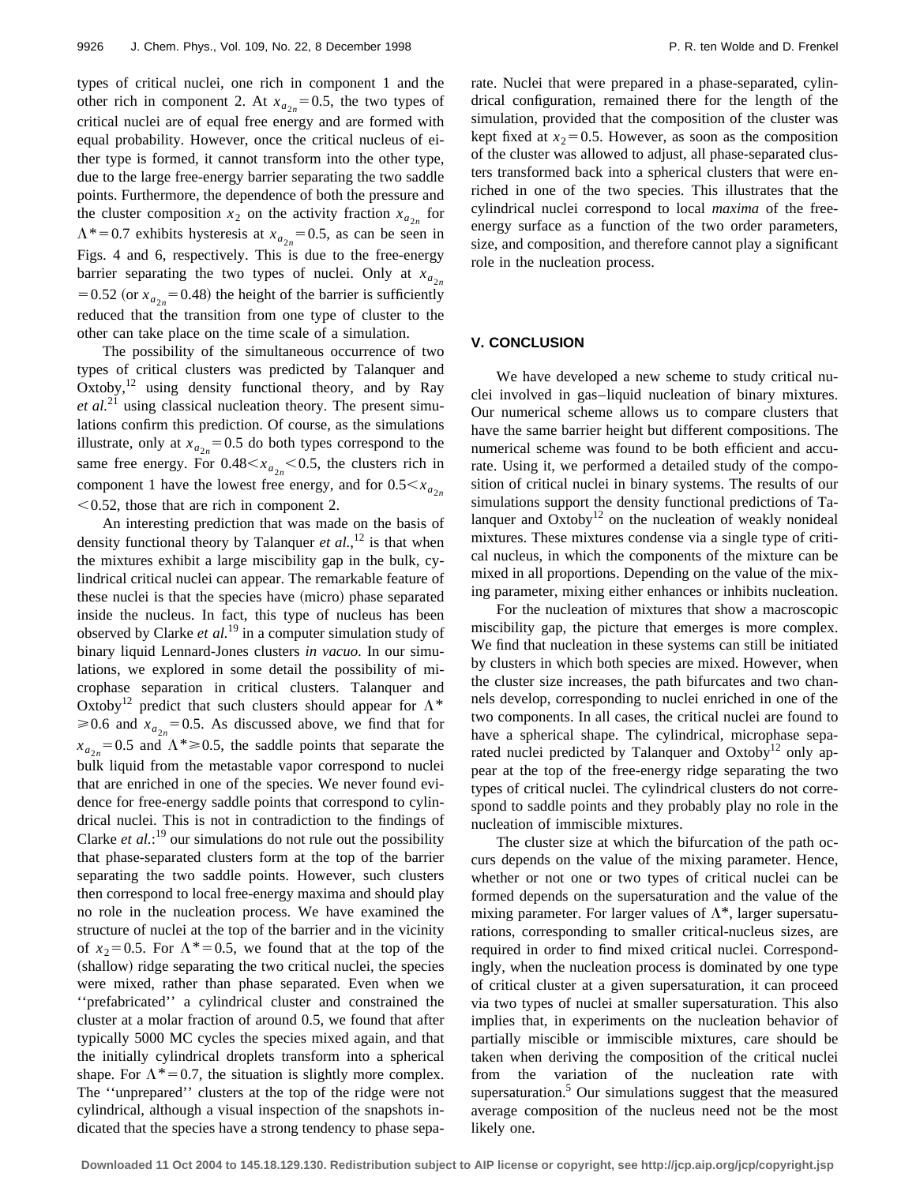types of critical nuclei, one rich in component 1 and the other rich in component 2. At $x_{a_{2n}}=0.5$, the two types of critical nuclei are of equal free energy and are formed with equal probability. However, once the critical nucleus of either type is formed, it cannot transform into the other type, due to the large free-energy barrier separating the two saddle points. Furthermore, the dependence of both the pressure and the cluster composition $x_2$ on the activity fraction $x_{a_{2n}}$ for $\Lambda^*=0.7$ exhibits hysteresis at $x_{a_{2n}}=0.5$, as can be seen in Figs. 4 and 6, respectively. This is due to the free-energy barrier separating the two types of nuclei. Only at $x_{a_{2n}}=0.52$ (or $x_{a_{2n}}=0.48$) the height of the barrier is sufficiently reduced that the transition from one type of cluster to the other can take place on the time scale of a simulation.

The possibility of the simultaneous occurrence of two types of critical clusters was predicted by Talanquer and Oxtoby,[12] using density functional theory, and by Ray *et al.*[21] using classical nucleation theory. The present simulations confirm this prediction. Of course, as the simulations illustrate, only at $x_{a_{2n}}=0.5$ do both types correspond to the same free energy. For $0.48<x_{a_{2n}}<0.5$, the clusters rich in component 1 have the lowest free energy, and for $0.5<x_{a_{2n}}<0.52$, those that are rich in component 2.

An interesting prediction that was made on the basis of density functional theory by Talanquer *et al.*,[12] is that when the mixtures exhibit a large miscibility gap in the bulk, cylindrical critical nuclei can appear. The remarkable feature of these nuclei is that the species have (micro) phase separated inside the nucleus. In fact, this type of nucleus has been observed by Clarke *et al.*[19] in a computer simulation study of binary liquid Lennard-Jones clusters *in vacuo*. In our simulations, we explored in some detail the possibility of microphase separation in critical clusters. Talanquer and Oxtoby[12] predict that such clusters should appear for $\Lambda^*\geq 0.6$ and $x_{a_{2n}}=0.5$. As discussed above, we find that for $x_{a_{2n}}=0.5$ and $\Lambda^*\geq 0.5$, the saddle points that separate the bulk liquid from the metastable vapor correspond to nuclei that are enriched in one of the species. We never found evidence for free-energy saddle points that correspond to cylindrical nuclei. This is not in contradiction to the findings of Clarke *et al.*:[19] our simulations do not rule out the possibility that phase-separated clusters form at the top of the barrier separating the two saddle points. However, such clusters then correspond to local free-energy maxima and should play no role in the nucleation process. We have examined the structure of nuclei at the top of the barrier and in the vicinity of $x_2=0.5$. For $\Lambda^*=0.5$, we found that at the top of the (shallow) ridge separating the two critical nuclei, the species were mixed, rather than phase separated. Even when we ''prefabricated'' a cylindrical cluster and constrained the cluster at a molar fraction of around 0.5, we found that after typically 5000 MC cycles the species mixed again, and that the initially cylindrical droplets transform into a spherical shape. For $\Lambda^*=0.7$, the situation is slightly more complex. The ''unprepared'' clusters at the top of the ridge were not cylindrical, although a visual inspection of the snapshots indicated that the species have a strong tendency to phase separate. Nuclei that were prepared in a phase-separated, cylindrical configuration, remained there for the length of the simulation, provided that the composition of the cluster was kept fixed at $x_2=0.5$. However, as soon as the composition of the cluster was allowed to adjust, all phase-separated clusters transformed back into a spherical clusters that were enriched in one of the two species. This illustrates that the cylindrical nuclei correspond to local *maxima* of the free-energy surface as a function of the two order parameters, size, and composition, and therefore cannot play a significant role in the nucleation process.

## V. CONCLUSION

We have developed a new scheme to study critical nuclei involved in gas–liquid nucleation of binary mixtures. Our numerical scheme allows us to compare clusters that have the same barrier height but different compositions. The numerical scheme was found to be both efficient and accurate. Using it, we performed a detailed study of the composition of critical nuclei in binary systems. The results of our simulations support the density functional predictions of Talanquer and Oxtoby[12] on the nucleation of weakly nonideal mixtures. These mixtures condense via a single type of critical nucleus, in which the components of the mixture can be mixed in all proportions. Depending on the value of the mixing parameter, mixing either enhances or inhibits nucleation.

For the nucleation of mixtures that show a macroscopic miscibility gap, the picture that emerges is more complex. We find that nucleation in these systems can still be initiated by clusters in which both species are mixed. However, when the cluster size increases, the path bifurcates and two channels develop, corresponding to nuclei enriched in one of the two components. In all cases, the critical nuclei are found to have a spherical shape. The cylindrical, microphase separated nuclei predicted by Talanquer and Oxtoby[12] only appear at the top of the free-energy ridge separating the two types of critical nuclei. The cylindrical clusters do not correspond to saddle points and they probably play no role in the nucleation of immiscible mixtures.

The cluster size at which the bifurcation of the path occurs depends on the value of the mixing parameter. Hence, whether or not one or two types of critical nuclei can be formed depends on the supersaturation and the value of the mixing parameter. For larger values of $\Lambda^*$, larger supersaturations, corresponding to smaller critical-nucleus sizes, are required in order to find mixed critical nuclei. Correspondingly, when the nucleation process is dominated by one type of critical cluster at a given supersaturation, it can proceed via two types of nuclei at smaller supersaturation. This also implies that, in experiments on the nucleation behavior of partially miscible or immiscible mixtures, care should be taken when deriving the composition of the critical nuclei from the variation of the nucleation rate with supersaturation.[5] Our simulations suggest that the measured average composition of the nucleus need not be the most likely one.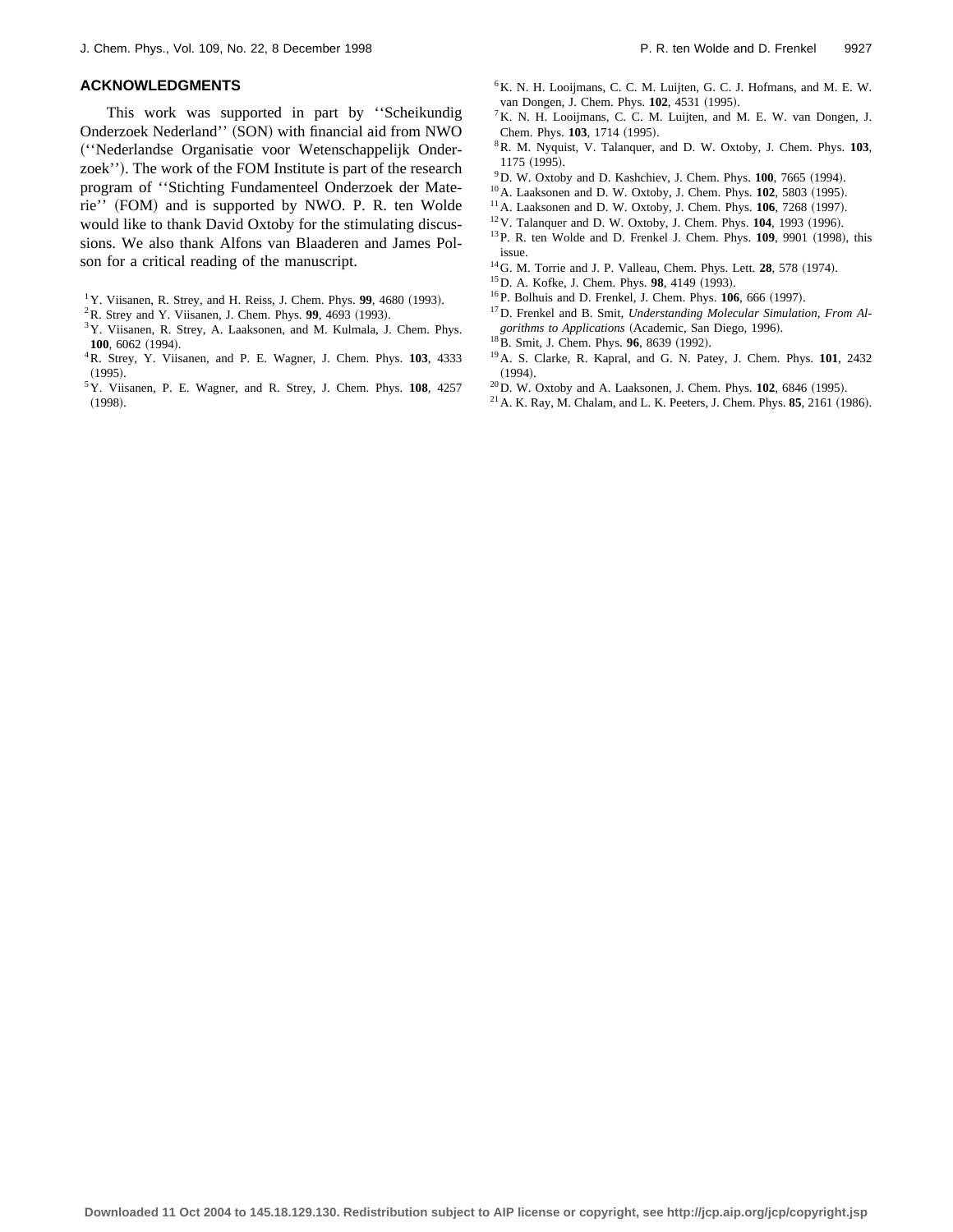## ACKNOWLEDGMENTS

This work was supported in part by ''Scheikundig Onderzoek Nederland'' (SON) with financial aid from NWO (''Nederlandse Organisatie voor Wetenschappelijk Onderzoek''). The work of the FOM Institute is part of the research program of ''Stichting Fundamenteel Onderzoek der Materie'' (FOM) and is supported by NWO. P. R. ten Wolde would like to thank David Oxtoby for the stimulating discussions. We also thank Alfons van Blaaderen and James Polson for a critical reading of the manuscript.

[1] Y. Viisanen, R. Strey, and H. Reiss, J. Chem. Phys. **99**, 4680 (1993).
[2] R. Strey and Y. Viisanen, J. Chem. Phys. **99**, 4693 (1993).
[3] Y. Viisanen, R. Strey, A. Laaksonen, and M. Kulmala, J. Chem. Phys. **100**, 6062 (1994).
[4] R. Strey, Y. Viisanen, and P. E. Wagner, J. Chem. Phys. **103**, 4333 (1995).
[5] Y. Viisanen, P. E. Wagner, and R. Strey, J. Chem. Phys. **108**, 4257 (1998).
[6] K. N. H. Looijmans, C. C. M. Luijten, G. C. J. Hofmans, and M. E. W. van Dongen, J. Chem. Phys. **102**, 4531 (1995).
[7] K. N. H. Looijmans, C. C. M. Luijten, and M. E. W. van Dongen, J. Chem. Phys. **103**, 1714 (1995).
[8] R. M. Nyquist, V. Talanquer, and D. W. Oxtoby, J. Chem. Phys. **103**, 1175 (1995).
[9] D. W. Oxtoby and D. Kashchiev, J. Chem. Phys. **100**, 7665 (1994).
[10] A. Laaksonen and D. W. Oxtoby, J. Chem. Phys. **102**, 5803 (1995).
[11] A. Laaksonen and D. W. Oxtoby, J. Chem. Phys. **106**, 7268 (1997).
[12] V. Talanquer and D. W. Oxtoby, J. Chem. Phys. **104**, 1993 (1996).
[13] P. R. ten Wolde and D. Frenkel J. Chem. Phys. **109**, 9901 (1998), this issue.
[14] G. M. Torrie and J. P. Valleau, Chem. Phys. Lett. **28**, 578 (1974).
[15] D. A. Kofke, J. Chem. Phys. **98**, 4149 (1993).
[16] P. Bolhuis and D. Frenkel, J. Chem. Phys. **106**, 666 (1997).
[17] D. Frenkel and B. Smit, *Understanding Molecular Simulation, From Algorithms to Applications* (Academic, San Diego, 1996).
[18] B. Smit, J. Chem. Phys. **96**, 8639 (1992).
[19] A. S. Clarke, R. Kapral, and G. N. Patey, J. Chem. Phys. **101**, 2432 (1994).
[20] D. W. Oxtoby and A. Laaksonen, J. Chem. Phys. **102**, 6846 (1995).
[21] A. K. Ray, M. Chalam, and L. K. Peeters, J. Chem. Phys. **85**, 2161 (1986).